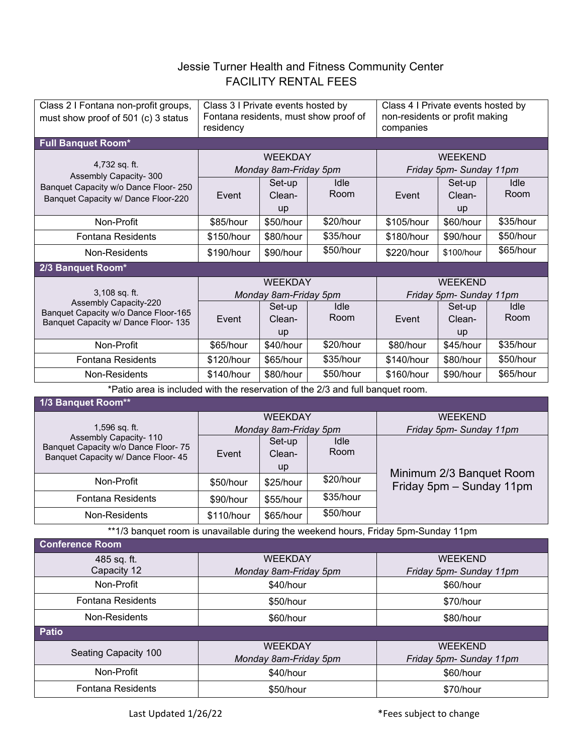# Jessie Turner Health and Fitness Community Center
## FACILITY RENTAL FEES

| Class 2 I Fontana non-profit groups, must show proof of 501 (c) 3 status | Class 3 I Private events hosted by Fontana residents, must show proof of residency | Class 4 I Private events hosted by non-residents or profit making companies |
|---|---|---|

**Full Banquet Room***

| 4,732 sq. ft. Assembly Capacity- 300 Banquet Capacity w/o Dance Floor- 250 Banquet Capacity w/ Dance Floor-220 | WEEKDAY *Monday 8am-Friday 5pm* | | | WEEKEND *Friday 5pm- Sunday 11pm* | | |
|---|---|---|---|---|---|---|
| | Event | Set-up Clean-up | Idle Room | Event | Set-up Clean-up | Idle Room |
| Non-Profit | $85/hour | $50/hour | $20/hour | $105/hour | $60/hour | $35/hour |
| Fontana Residents | $150/hour | $80/hour | $35/hour | $180/hour | $90/hour | $50/hour |
| Non-Residents | $190/hour | $90/hour | $50/hour | $220/hour | $100/hour | $65/hour |

**2/3 Banquet Room***

| 3,108 sq. ft. Assembly Capacity-220 Banquet Capacity w/o Dance Floor-165 Banquet Capacity w/ Dance Floor- 135 | WEEKDAY *Monday 8am-Friday 5pm* | | | WEEKEND *Friday 5pm- Sunday 11pm* | | |
|---|---|---|---|---|---|---|
| | Event | Set-up Clean-up | Idle Room | Event | Set-up Clean-up | Idle Room |
| Non-Profit | $65/hour | $40/hour | $20/hour | $80/hour | $45/hour | $35/hour |
| Fontana Residents | $120/hour | $65/hour | $35/hour | $140/hour | $80/hour | $50/hour |
| Non-Residents | $140/hour | $80/hour | $50/hour | $160/hour | $90/hour | $65/hour |

*Patio area is included with the reservation of the 2/3 and full banquet room.

**1/3 Banquet Room****

| 1,596 sq. ft. Assembly Capacity- 110 Banquet Capacity w/o Dance Floor- 75 Banquet Capacity w/ Dance Floor- 45 | WEEKDAY *Monday 8am-Friday 5pm* | | | WEEKEND *Friday 5pm- Sunday 11pm* |
|---|---|---|---|---|
| | Event | Set-up Clean-up | Idle Room | Minimum 2/3 Banquet Room Friday 5pm – Sunday 11pm |
| Non-Profit | $50/hour | $25/hour | $20/hour | |
| Fontana Residents | $90/hour | $55/hour | $35/hour | |
| Non-Residents | $110/hour | $65/hour | $50/hour | |

**1/3 banquet room is unavailable during the weekend hours, Friday 5pm-Sunday 11pm

**Conference Room**

| 485 sq. ft. Capacity 12 | WEEKDAY *Monday 8am-Friday 5pm* | WEEKEND *Friday 5pm- Sunday 11pm* |
|---|---|---|
| Non-Profit | $40/hour | $60/hour |
| Fontana Residents | $50/hour | $70/hour |
| Non-Residents | $60/hour | $80/hour |

**Patio**

| Seating Capacity 100 | WEEKDAY *Monday 8am-Friday 5pm* | WEEKEND *Friday 5pm- Sunday 11pm* |
|---|---|---|
| Non-Profit | $40/hour | $60/hour |
| Fontana Residents | $50/hour | $70/hour |

Last Updated 1/26/22

*Fees subject to change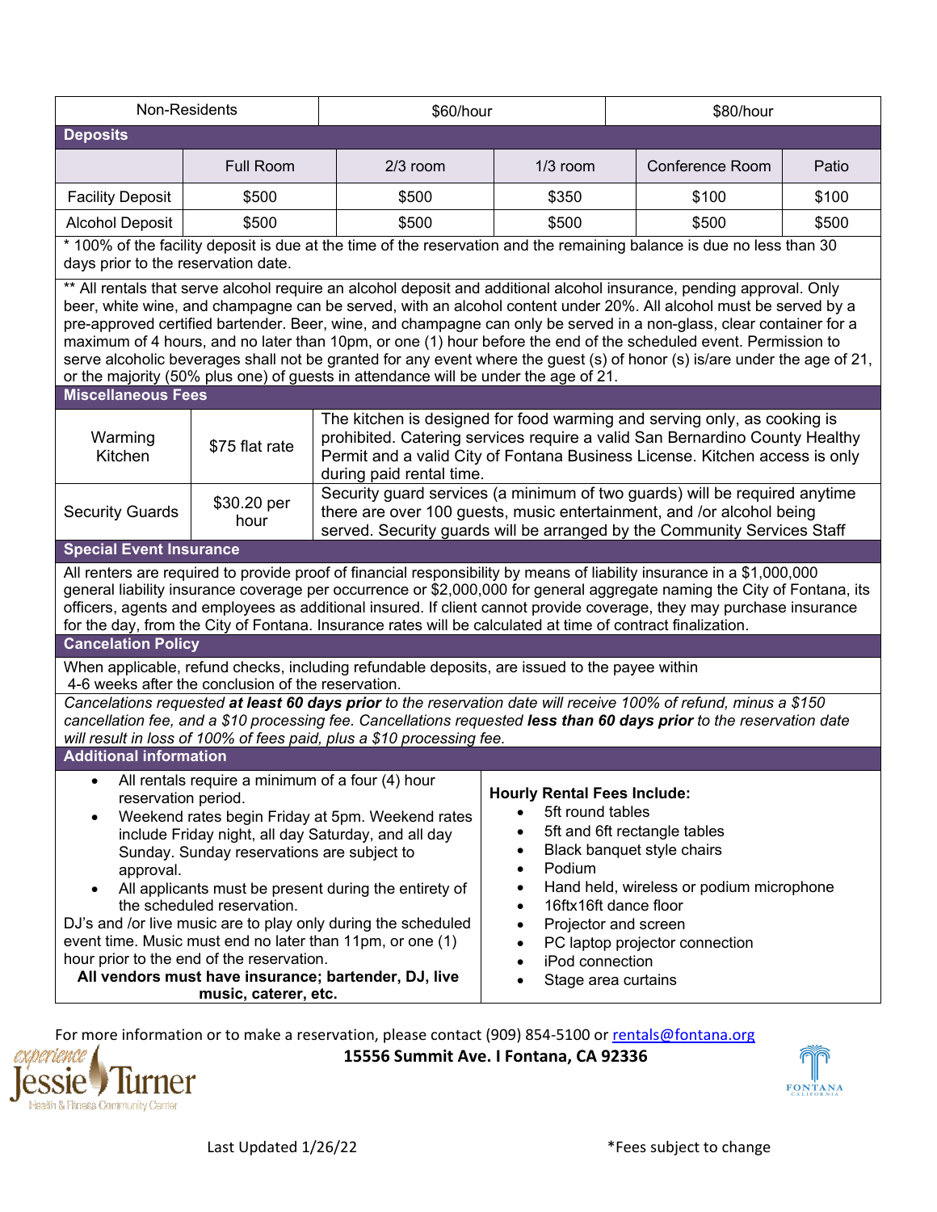| | | |
|---|---|---|
| Non-Residents | $60/hour | $80/hour |

## Deposits

| | Full Room | 2/3 room | 1/3 room | Conference Room | Patio |
|---|---|---|---|---|---|
| Facility Deposit | $500 | $500 | $350 | $100 | $100 |
| Alcohol Deposit | $500 | $500 | $500 | $500 | $500 |

* 100% of the facility deposit is due at the time of the reservation and the remaining balance is due no less than 30 days prior to the reservation date.

** All rentals that serve alcohol require an alcohol deposit and additional alcohol insurance, pending approval. Only beer, white wine, and champagne can be served, with an alcohol content under 20%. All alcohol must be served by a pre-approved certified bartender. Beer, wine, and champagne can only be served in a non-glass, clear container for a maximum of 4 hours, and no later than 10pm, or one (1) hour before the end of the scheduled event. Permission to serve alcoholic beverages shall not be granted for any event where the guest (s) of honor (s) is/are under the age of 21, or the majority (50% plus one) of guests in attendance will be under the age of 21.

## Miscellaneous Fees

| | | |
|---|---|---|
| Warming Kitchen | $75 flat rate | The kitchen is designed for food warming and serving only, as cooking is prohibited. Catering services require a valid San Bernardino County Healthy Permit and a valid City of Fontana Business License. Kitchen access is only during paid rental time. |
| Security Guards | $30.20 per hour | Security guard services (a minimum of two guards) will be required anytime there are over 100 guests, music entertainment, and /or alcohol being served. Security guards will be arranged by the Community Services Staff |

## Special Event Insurance

All renters are required to provide proof of financial responsibility by means of liability insurance in a $1,000,000 general liability insurance coverage per occurrence or $2,000,000 for general aggregate naming the City of Fontana, its officers, agents and employees as additional insured. If client cannot provide coverage, they may purchase insurance for the day, from the City of Fontana. Insurance rates will be calculated at time of contract finalization.

## Cancelation Policy

When applicable, refund checks, including refundable deposits, are issued to the payee within 4-6 weeks after the conclusion of the reservation.

*Cancelations requested **at least 60 days prior** to the reservation date will receive 100% of refund, minus a $150 cancellation fee, and a $10 processing fee. Cancellations requested **less than 60 days prior** to the reservation date will result in loss of 100% of fees paid, plus a $10 processing fee.*

## Additional information

- All rentals require a minimum of a four (4) hour reservation period.
- Weekend rates begin Friday at 5pm. Weekend rates include Friday night, all day Saturday, and all day Sunday. Sunday reservations are subject to approval.
- All applicants must be present during the entirety of the scheduled reservation.

DJ's and /or live music are to play only during the scheduled event time. Music must end no later than 11pm, or one (1) hour prior to the end of the reservation.

**All vendors must have insurance; bartender, DJ, live music, caterer, etc.**

**Hourly Rental Fees Include:**

- 5ft round tables
- 5ft and 6ft rectangle tables
- Black banquet style chairs
- Podium
- Hand held, wireless or podium microphone
- 16ftx16ft dance floor
- Projector and screen
- PC laptop projector connection
- iPod connection
- Stage area curtains

For more information or to make a reservation, please contact (909) 854-5100 or rentals@fontana.org

experience Jessie Turner Health & Fitness Community Center

**15556 Summit Ave. I Fontana, CA 92336**

FONTANA CALIFORNIA

Last Updated 1/26/22

*Fees subject to change